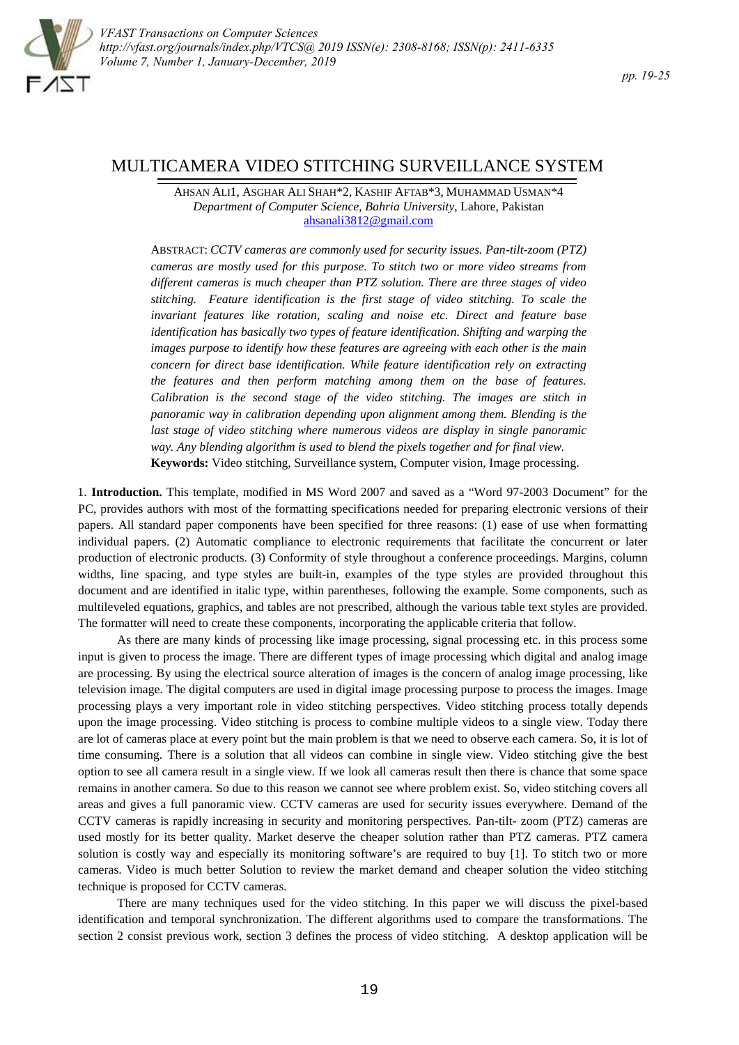# MULTICAMERA VIDEO STITCHING SURVEILLANCE SYSTEM

AHSAN ALI1, ASGHAR ALI SHAH*2, KASHIF AFTAB*3, MUHAMMAD USMAN*4
*Department of Computer Science, Bahria University,* Lahore, Pakistan
ahsanali3812@gmail.com

ABSTRACT: *CCTV cameras are commonly used for security issues. Pan-tilt-zoom (PTZ) cameras are mostly used for this purpose. To stitch two or more video streams from different cameras is much cheaper than PTZ solution. There are three stages of video stitching. Feature identification is the first stage of video stitching. To scale the invariant features like rotation, scaling and noise etc. Direct and feature base identification has basically two types of feature identification. Shifting and warping the images purpose to identify how these features are agreeing with each other is the main concern for direct base identification. While feature identification rely on extracting the features and then perform matching among them on the base of features. Calibration is the second stage of the video stitching. The images are stitch in panoramic way in calibration depending upon alignment among them. Blending is the last stage of video stitching where numerous videos are display in single panoramic way. Any blending algorithm is used to blend the pixels together and for final view.*

**Keywords:** Video stitching, Surveillance system, Computer vision, Image processing.

1. **Introduction.** This template, modified in MS Word 2007 and saved as a "Word 97-2003 Document" for the PC, provides authors with most of the formatting specifications needed for preparing electronic versions of their papers. All standard paper components have been specified for three reasons: (1) ease of use when formatting individual papers. (2) Automatic compliance to electronic requirements that facilitate the concurrent or later production of electronic products. (3) Conformity of style throughout a conference proceedings. Margins, column widths, line spacing, and type styles are built-in, examples of the type styles are provided throughout this document and are identified in italic type, within parentheses, following the example. Some components, such as multileveled equations, graphics, and tables are not prescribed, although the various table text styles are provided. The formatter will need to create these components, incorporating the applicable criteria that follow.

As there are many kinds of processing like image processing, signal processing etc. in this process some input is given to process the image. There are different types of image processing which digital and analog image are processing. By using the electrical source alteration of images is the concern of analog image processing, like television image. The digital computers are used in digital image processing purpose to process the images. Image processing plays a very important role in video stitching perspectives. Video stitching process totally depends upon the image processing. Video stitching is process to combine multiple videos to a single view. Today there are lot of cameras place at every point but the main problem is that we need to observe each camera. So, it is lot of time consuming. There is a solution that all videos can combine in single view. Video stitching give the best option to see all camera result in a single view. If we look all cameras result then there is chance that some space remains in another camera. So due to this reason we cannot see where problem exist. So, video stitching covers all areas and gives a full panoramic view. CCTV cameras are used for security issues everywhere. Demand of the CCTV cameras is rapidly increasing in security and monitoring perspectives. Pan-tilt- zoom (PTZ) cameras are used mostly for its better quality. Market deserve the cheaper solution rather than PTZ cameras. PTZ camera solution is costly way and especially its monitoring software's are required to buy [1]. To stitch two or more cameras. Video is much better Solution to review the market demand and cheaper solution the video stitching technique is proposed for CCTV cameras.

There are many techniques used for the video stitching. In this paper we will discuss the pixel-based identification and temporal synchronization. The different algorithms used to compare the transformations. The section 2 consist previous work, section 3 defines the process of video stitching. A desktop application will be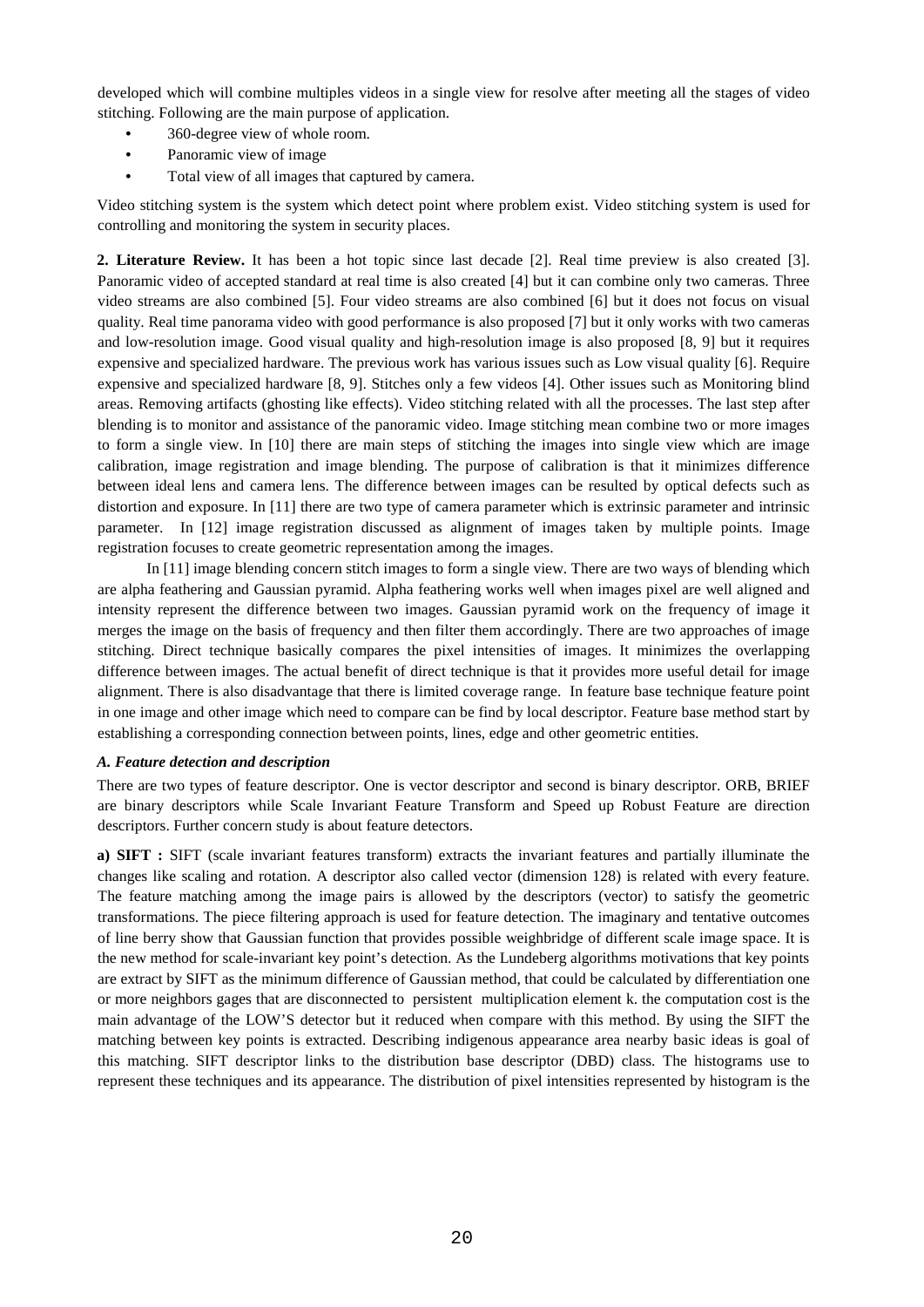developed which will combine multiples videos in a single view for resolve after meeting all the stages of video stitching. Following are the main purpose of application.

- 360-degree view of whole room.
- Panoramic view of image
- Total view of all images that captured by camera.

Video stitching system is the system which detect point where problem exist. Video stitching system is used for controlling and monitoring the system in security places.

**2. Literature Review.** It has been a hot topic since last decade [2]. Real time preview is also created [3]. Panoramic video of accepted standard at real time is also created [4] but it can combine only two cameras. Three video streams are also combined [5]. Four video streams are also combined [6] but it does not focus on visual quality. Real time panorama video with good performance is also proposed [7] but it only works with two cameras and low-resolution image. Good visual quality and high-resolution image is also proposed [8, 9] but it requires expensive and specialized hardware. The previous work has various issues such as Low visual quality [6]. Require expensive and specialized hardware [8, 9]. Stitches only a few videos [4]. Other issues such as Monitoring blind areas. Removing artifacts (ghosting like effects). Video stitching related with all the processes. The last step after blending is to monitor and assistance of the panoramic video. Image stitching mean combine two or more images to form a single view. In [10] there are main steps of stitching the images into single view which are image calibration, image registration and image blending. The purpose of calibration is that it minimizes difference between ideal lens and camera lens. The difference between images can be resulted by optical defects such as distortion and exposure. In [11] there are two type of camera parameter which is extrinsic parameter and intrinsic parameter. In [12] image registration discussed as alignment of images taken by multiple points. Image registration focuses to create geometric representation among the images.

In [11] image blending concern stitch images to form a single view. There are two ways of blending which are alpha feathering and Gaussian pyramid. Alpha feathering works well when images pixel are well aligned and intensity represent the difference between two images. Gaussian pyramid work on the frequency of image it merges the image on the basis of frequency and then filter them accordingly. There are two approaches of image stitching. Direct technique basically compares the pixel intensities of images. It minimizes the overlapping difference between images. The actual benefit of direct technique is that it provides more useful detail for image alignment. There is also disadvantage that there is limited coverage range. In feature base technique feature point in one image and other image which need to compare can be find by local descriptor. Feature base method start by establishing a corresponding connection between points, lines, edge and other geometric entities.

### *A. Feature detection and description*

There are two types of feature descriptor. One is vector descriptor and second is binary descriptor. ORB, BRIEF are binary descriptors while Scale Invariant Feature Transform and Speed up Robust Feature are direction descriptors. Further concern study is about feature detectors.

**a) SIFT :** SIFT (scale invariant features transform) extracts the invariant features and partially illuminate the changes like scaling and rotation. A descriptor also called vector (dimension 128) is related with every feature. The feature matching among the image pairs is allowed by the descriptors (vector) to satisfy the geometric transformations. The piece filtering approach is used for feature detection. The imaginary and tentative outcomes of line berry show that Gaussian function that provides possible weighbridge of different scale image space. It is the new method for scale-invariant key point's detection. As the Lundeberg algorithms motivations that key points are extract by SIFT as the minimum difference of Gaussian method, that could be calculated by differentiation one or more neighbors gages that are disconnected to persistent multiplication element k. the computation cost is the main advantage of the LOW'S detector but it reduced when compare with this method. By using the SIFT the matching between key points is extracted. Describing indigenous appearance area nearby basic ideas is goal of this matching. SIFT descriptor links to the distribution base descriptor (DBD) class. The histograms use to represent these techniques and its appearance. The distribution of pixel intensities represented by histogram is the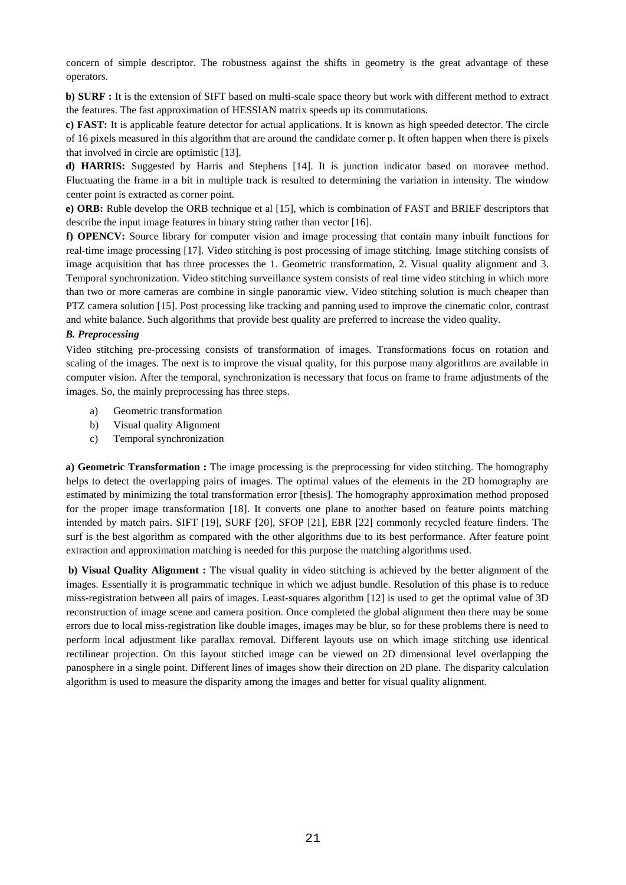concern of simple descriptor. The robustness against the shifts in geometry is the great advantage of these operators.

**b) SURF :** It is the extension of SIFT based on multi-scale space theory but work with different method to extract the features. The fast approximation of HESSIAN matrix speeds up its commutations.

**c) FAST:** It is applicable feature detector for actual applications. It is known as high speeded detector. The circle of 16 pixels measured in this algorithm that are around the candidate corner p. It often happen when there is pixels that involved in circle are optimistic [13].

**d) HARRIS:** Suggested by Harris and Stephens [14]. It is junction indicator based on moravee method. Fluctuating the frame in a bit in multiple track is resulted to determining the variation in intensity. The window center point is extracted as corner point.

**e) ORB:** Ruble develop the ORB technique et al [15], which is combination of FAST and BRIEF descriptors that describe the input image features in binary string rather than vector [16].

**f) OPENCV:** Source library for computer vision and image processing that contain many inbuilt functions for real-time image processing [17]. Video stitching is post processing of image stitching. Image stitching consists of image acquisition that has three processes the 1. Geometric transformation, 2. Visual quality alignment and 3. Temporal synchronization. Video stitching surveillance system consists of real time video stitching in which more than two or more cameras are combine in single panoramic view. Video stitching solution is much cheaper than PTZ camera solution [15]. Post processing like tracking and panning used to improve the cinematic color, contrast and white balance. Such algorithms that provide best quality are preferred to increase the video quality.

***B. Preprocessing***

Video stitching pre-processing consists of transformation of images. Transformations focus on rotation and scaling of the images. The next is to improve the visual quality, for this purpose many algorithms are available in computer vision. After the temporal, synchronization is necessary that focus on frame to frame adjustments of the images. So, the mainly preprocessing has three steps.

a) Geometric transformation
b) Visual quality Alignment
c) Temporal synchronization

**a) Geometric Transformation :** The image processing is the preprocessing for video stitching. The homography helps to detect the overlapping pairs of images. The optimal values of the elements in the 2D homography are estimated by minimizing the total transformation error [thesis]. The homography approximation method proposed for the proper image transformation [18]. It converts one plane to another based on feature points matching intended by match pairs. SIFT [19], SURF [20], SFOP [21], EBR [22] commonly recycled feature finders. The surf is the best algorithm as compared with the other algorithms due to its best performance. After feature point extraction and approximation matching is needed for this purpose the matching algorithms used.

**b) Visual Quality Alignment :** The visual quality in video stitching is achieved by the better alignment of the images. Essentially it is programmatic technique in which we adjust bundle. Resolution of this phase is to reduce miss-registration between all pairs of images. Least-squares algorithm [12] is used to get the optimal value of 3D reconstruction of image scene and camera position. Once completed the global alignment then there may be some errors due to local miss-registration like double images, images may be blur, so for these problems there is need to perform local adjustment like parallax removal. Different layouts use on which image stitching use identical rectilinear projection. On this layout stitched image can be viewed on 2D dimensional level overlapping the panosphere in a single point. Different lines of images show their direction on 2D plane. The disparity calculation algorithm is used to measure the disparity among the images and better for visual quality alignment.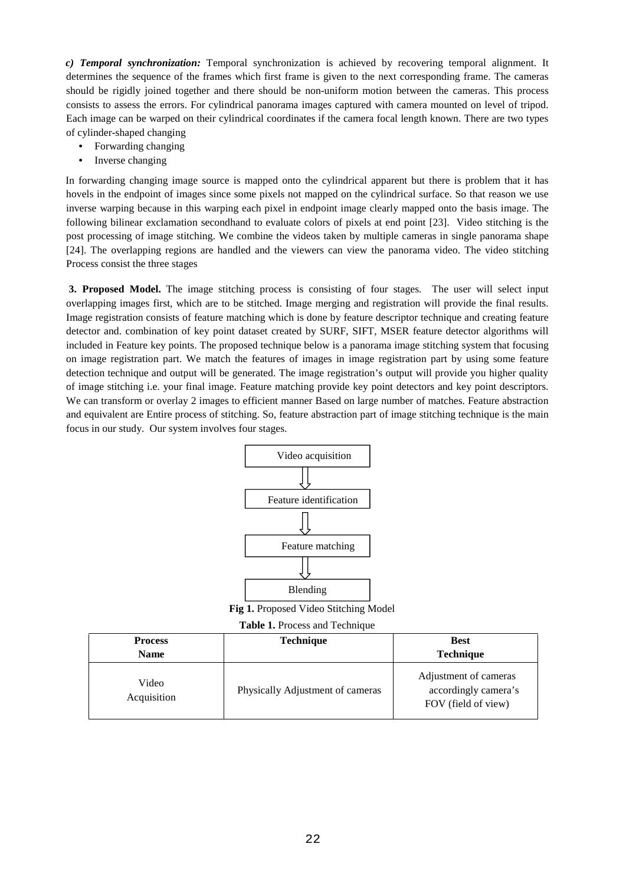***c) Temporal synchronization:*** Temporal synchronization is achieved by recovering temporal alignment. It determines the sequence of the frames which first frame is given to the next corresponding frame. The cameras should be rigidly joined together and there should be non-uniform motion between the cameras. This process consists to assess the errors. For cylindrical panorama images captured with camera mounted on level of tripod. Each image can be warped on their cylindrical coordinates if the camera focal length known. There are two types of cylinder-shaped changing

- Forwarding changing
- Inverse changing

In forwarding changing image source is mapped onto the cylindrical apparent but there is problem that it has hovels in the endpoint of images since some pixels not mapped on the cylindrical surface. So that reason we use inverse warping because in this warping each pixel in endpoint image clearly mapped onto the basis image. The following bilinear exclamation secondhand to evaluate colors of pixels at end point [23]. Video stitching is the post processing of image stitching. We combine the videos taken by multiple cameras in single panorama shape [24]. The overlapping regions are handled and the viewers can view the panorama video. The video stitching Process consist the three stages

**3. Proposed Model.** The image stitching process is consisting of four stages. The user will select input overlapping images first, which are to be stitched. Image merging and registration will provide the final results. Image registration consists of feature matching which is done by feature descriptor technique and creating feature detector and. combination of key point dataset created by SURF, SIFT, MSER feature detector algorithms will included in Feature key points. The proposed technique below is a panorama image stitching system that focusing on image registration part. We match the features of images in image registration part by using some feature detection technique and output will be generated. The image registration's output will provide you higher quality of image stitching i.e. your final image. Feature matching provide key point detectors and key point descriptors. We can transform or overlay 2 images to efficient manner Based on large number of matches. Feature abstraction and equivalent are Entire process of stitching. So, feature abstraction part of image stitching technique is the main focus in our study. Our system involves four stages.

Video acquisition → Feature identification → Feature matching → Blending

**Fig 1.** Proposed Video Stitching Model

**Table 1.** Process and Technique

| Process Name | Technique | Best Technique |
|---|---|---|
| Video Acquisition | Physically Adjustment of cameras | Adjustment of cameras accordingly camera's FOV (field of view) |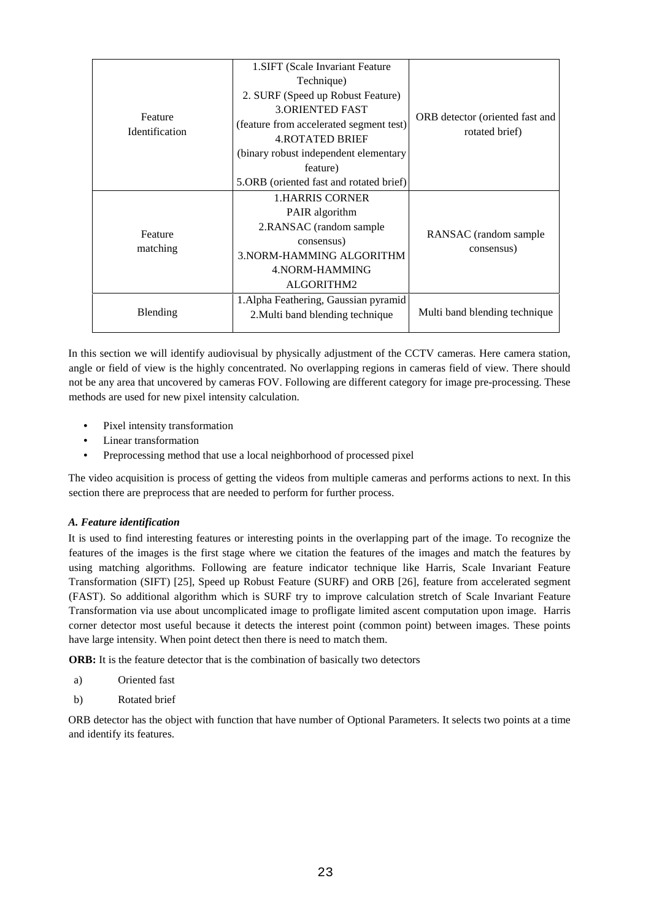| Feature Identification | 1.SIFT (Scale Invariant Feature Technique)<br>2. SURF (Speed up Robust Feature)<br>3.ORIENTED FAST (feature from accelerated segment test)<br>4.ROTATED BRIEF (binary robust independent elementary feature)<br>5.ORB (oriented fast and rotated brief) | ORB detector (oriented fast and rotated brief) |
|---|---|---|
| Feature matching | 1.HARRIS CORNER PAIR algorithm<br>2.RANSAC (random sample consensus)<br>3.NORM-HAMMING ALGORITHM<br>4.NORM-HAMMING ALGORITHM2 | RANSAC (random sample consensus) |
| Blending | 1.Alpha Feathering, Gaussian pyramid<br>2.Multi band blending technique | Multi band blending technique |

In this section we will identify audiovisual by physically adjustment of the CCTV cameras. Here camera station, angle or field of view is the highly concentrated. No overlapping regions in cameras field of view. There should not be any area that uncovered by cameras FOV. Following are different category for image pre-processing. These methods are used for new pixel intensity calculation.

- Pixel intensity transformation
- Linear transformation
- Preprocessing method that use a local neighborhood of processed pixel

The video acquisition is process of getting the videos from multiple cameras and performs actions to next. In this section there are preprocess that are needed to perform for further process.

### *A. Feature identification*

It is used to find interesting features or interesting points in the overlapping part of the image. To recognize the features of the images is the first stage where we citation the features of the images and match the features by using matching algorithms. Following are feature indicator technique like Harris, Scale Invariant Feature Transformation (SIFT) [25], Speed up Robust Feature (SURF) and ORB [26], feature from accelerated segment (FAST). So additional algorithm which is SURF try to improve calculation stretch of Scale Invariant Feature Transformation via use about uncomplicated image to profligate limited ascent computation upon image. Harris corner detector most useful because it detects the interest point (common point) between images. These points have large intensity. When point detect then there is need to match them.

**ORB:** It is the feature detector that is the combination of basically two detectors

a) Oriented fast

b) Rotated brief

ORB detector has the object with function that have number of Optional Parameters. It selects two points at a time and identify its features.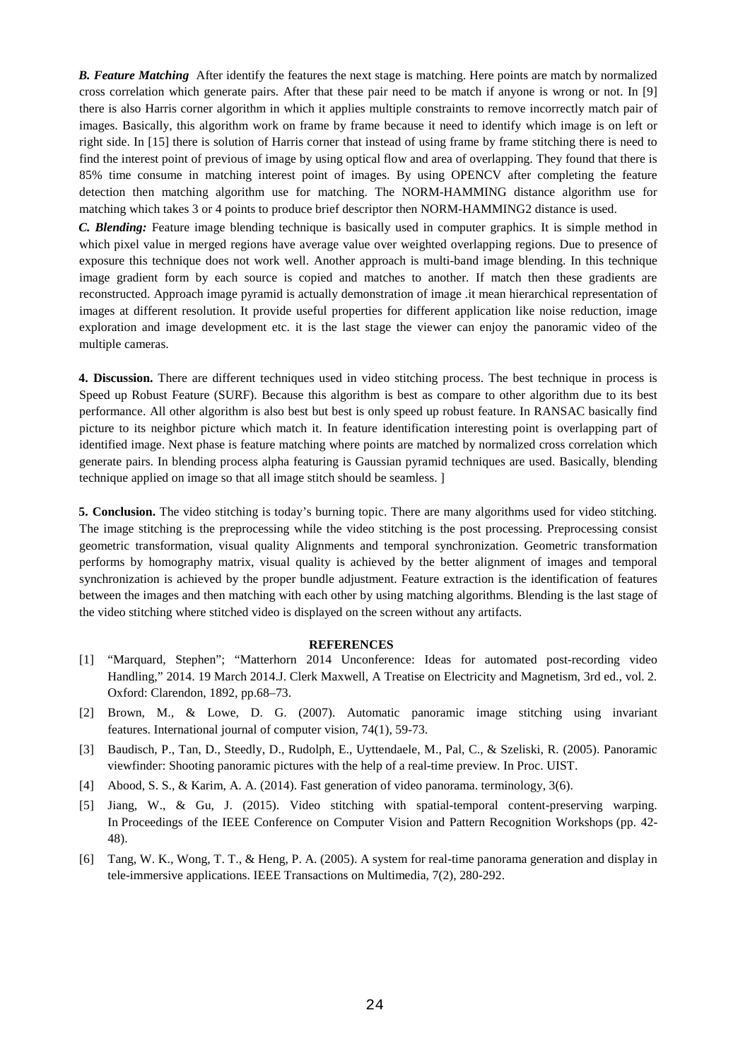***B. Feature Matching*** After identify the features the next stage is matching. Here points are match by normalized cross correlation which generate pairs. After that these pair need to be match if anyone is wrong or not. In [9] there is also Harris corner algorithm in which it applies multiple constraints to remove incorrectly match pair of images. Basically, this algorithm work on frame by frame because it need to identify which image is on left or right side. In [15] there is solution of Harris corner that instead of using frame by frame stitching there is need to find the interest point of previous of image by using optical flow and area of overlapping. They found that there is 85% time consume in matching interest point of images. By using OPENCV after completing the feature detection then matching algorithm use for matching. The NORM-HAMMING distance algorithm use for matching which takes 3 or 4 points to produce brief descriptor then NORM-HAMMING2 distance is used.

***C. Blending:*** Feature image blending technique is basically used in computer graphics. It is simple method in which pixel value in merged regions have average value over weighted overlapping regions. Due to presence of exposure this technique does not work well. Another approach is multi-band image blending. In this technique image gradient form by each source is copied and matches to another. If match then these gradients are reconstructed. Approach image pyramid is actually demonstration of image .it mean hierarchical representation of images at different resolution. It provide useful properties for different application like noise reduction, image exploration and image development etc. it is the last stage the viewer can enjoy the panoramic video of the multiple cameras.

**4. Discussion.** There are different techniques used in video stitching process. The best technique in process is Speed up Robust Feature (SURF). Because this algorithm is best as compare to other algorithm due to its best performance. All other algorithm is also best but best is only speed up robust feature. In RANSAC basically find picture to its neighbor picture which match it. In feature identification interesting point is overlapping part of identified image. Next phase is feature matching where points are matched by normalized cross correlation which generate pairs. In blending process alpha featuring is Gaussian pyramid techniques are used. Basically, blending technique applied on image so that all image stitch should be seamless. ]

**5. Conclusion.** The video stitching is today's burning topic. There are many algorithms used for video stitching. The image stitching is the preprocessing while the video stitching is the post processing. Preprocessing consist geometric transformation, visual quality Alignments and temporal synchronization. Geometric transformation performs by homography matrix, visual quality is achieved by the better alignment of images and temporal synchronization is achieved by the proper bundle adjustment. Feature extraction is the identification of features between the images and then matching with each other by using matching algorithms. Blending is the last stage of the video stitching where stitched video is displayed on the screen without any artifacts.

## REFERENCES

[1] "Marquard, Stephen"; "Matterhorn 2014 Unconference: Ideas for automated post-recording video Handling," 2014. 19 March 2014.J. Clerk Maxwell, A Treatise on Electricity and Magnetism, 3rd ed., vol. 2. Oxford: Clarendon, 1892, pp.68–73.

[2] Brown, M., & Lowe, D. G. (2007). Automatic panoramic image stitching using invariant features. International journal of computer vision, 74(1), 59-73.

[3] Baudisch, P., Tan, D., Steedly, D., Rudolph, E., Uyttendaele, M., Pal, C., & Szeliski, R. (2005). Panoramic viewfinder: Shooting panoramic pictures with the help of a real-time preview. In Proc. UIST.

[4] Abood, S. S., & Karim, A. A. (2014). Fast generation of video panorama. terminology, 3(6).

[5] Jiang, W., & Gu, J. (2015). Video stitching with spatial-temporal content-preserving warping. In Proceedings of the IEEE Conference on Computer Vision and Pattern Recognition Workshops (pp. 42-48).

[6] Tang, W. K., Wong, T. T., & Heng, P. A. (2005). A system for real-time panorama generation and display in tele-immersive applications. IEEE Transactions on Multimedia, 7(2), 280-292.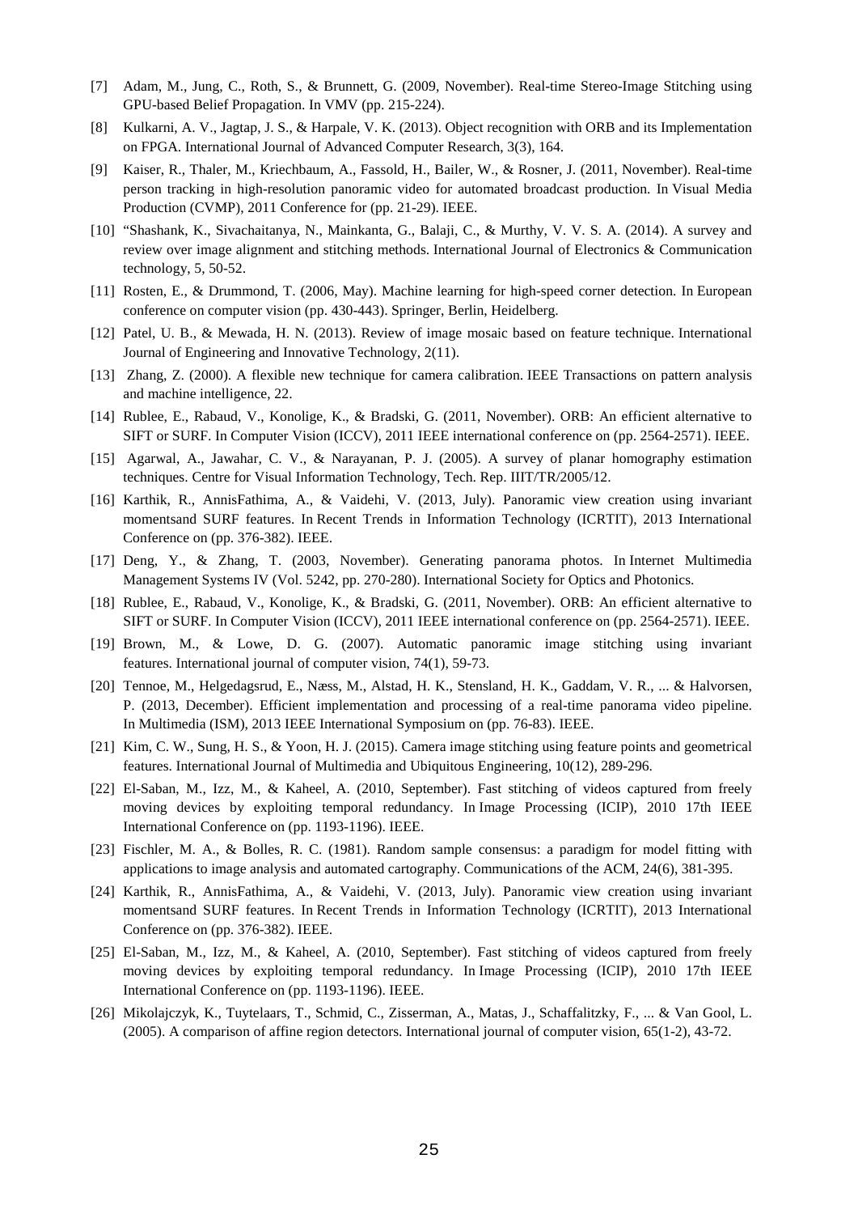[7] Adam, M., Jung, C., Roth, S., & Brunnett, G. (2009, November). Real-time Stereo-Image Stitching using GPU-based Belief Propagation. In VMV (pp. 215-224).

[8] Kulkarni, A. V., Jagtap, J. S., & Harpale, V. K. (2013). Object recognition with ORB and its Implementation on FPGA. International Journal of Advanced Computer Research, 3(3), 164.

[9] Kaiser, R., Thaler, M., Kriechbaum, A., Fassold, H., Bailer, W., & Rosner, J. (2011, November). Real-time person tracking in high-resolution panoramic video for automated broadcast production. In Visual Media Production (CVMP), 2011 Conference for (pp. 21-29). IEEE.

[10] "Shashank, K., Sivachaitanya, N., Mainkanta, G., Balaji, C., & Murthy, V. V. S. A. (2014). A survey and review over image alignment and stitching methods. International Journal of Electronics & Communication technology, 5, 50-52.

[11] Rosten, E., & Drummond, T. (2006, May). Machine learning for high-speed corner detection. In European conference on computer vision (pp. 430-443). Springer, Berlin, Heidelberg.

[12] Patel, U. B., & Mewada, H. N. (2013). Review of image mosaic based on feature technique. International Journal of Engineering and Innovative Technology, 2(11).

[13] Zhang, Z. (2000). A flexible new technique for camera calibration. IEEE Transactions on pattern analysis and machine intelligence, 22.

[14] Rublee, E., Rabaud, V., Konolige, K., & Bradski, G. (2011, November). ORB: An efficient alternative to SIFT or SURF. In Computer Vision (ICCV), 2011 IEEE international conference on (pp. 2564-2571). IEEE.

[15] Agarwal, A., Jawahar, C. V., & Narayanan, P. J. (2005). A survey of planar homography estimation techniques. Centre for Visual Information Technology, Tech. Rep. IIIT/TR/2005/12.

[16] Karthik, R., AnnisFathima, A., & Vaidehi, V. (2013, July). Panoramic view creation using invariant momentsand SURF features. In Recent Trends in Information Technology (ICRTIT), 2013 International Conference on (pp. 376-382). IEEE.

[17] Deng, Y., & Zhang, T. (2003, November). Generating panorama photos. In Internet Multimedia Management Systems IV (Vol. 5242, pp. 270-280). International Society for Optics and Photonics.

[18] Rublee, E., Rabaud, V., Konolige, K., & Bradski, G. (2011, November). ORB: An efficient alternative to SIFT or SURF. In Computer Vision (ICCV), 2011 IEEE international conference on (pp. 2564-2571). IEEE.

[19] Brown, M., & Lowe, D. G. (2007). Automatic panoramic image stitching using invariant features. International journal of computer vision, 74(1), 59-73.

[20] Tennoe, M., Helgedagsrud, E., Næss, M., Alstad, H. K., Stensland, H. K., Gaddam, V. R., ... & Halvorsen, P. (2013, December). Efficient implementation and processing of a real-time panorama video pipeline. In Multimedia (ISM), 2013 IEEE International Symposium on (pp. 76-83). IEEE.

[21] Kim, C. W., Sung, H. S., & Yoon, H. J. (2015). Camera image stitching using feature points and geometrical features. International Journal of Multimedia and Ubiquitous Engineering, 10(12), 289-296.

[22] El-Saban, M., Izz, M., & Kaheel, A. (2010, September). Fast stitching of videos captured from freely moving devices by exploiting temporal redundancy. In Image Processing (ICIP), 2010 17th IEEE International Conference on (pp. 1193-1196). IEEE.

[23] Fischler, M. A., & Bolles, R. C. (1981). Random sample consensus: a paradigm for model fitting with applications to image analysis and automated cartography. Communications of the ACM, 24(6), 381-395.

[24] Karthik, R., AnnisFathima, A., & Vaidehi, V. (2013, July). Panoramic view creation using invariant momentsand SURF features. In Recent Trends in Information Technology (ICRTIT), 2013 International Conference on (pp. 376-382). IEEE.

[25] El-Saban, M., Izz, M., & Kaheel, A. (2010, September). Fast stitching of videos captured from freely moving devices by exploiting temporal redundancy. In Image Processing (ICIP), 2010 17th IEEE International Conference on (pp. 1193-1196). IEEE.

[26] Mikolajczyk, K., Tuytelaars, T., Schmid, C., Zisserman, A., Matas, J., Schaffalitzky, F., ... & Van Gool, L. (2005). A comparison of affine region detectors. International journal of computer vision, 65(1-2), 43-72.